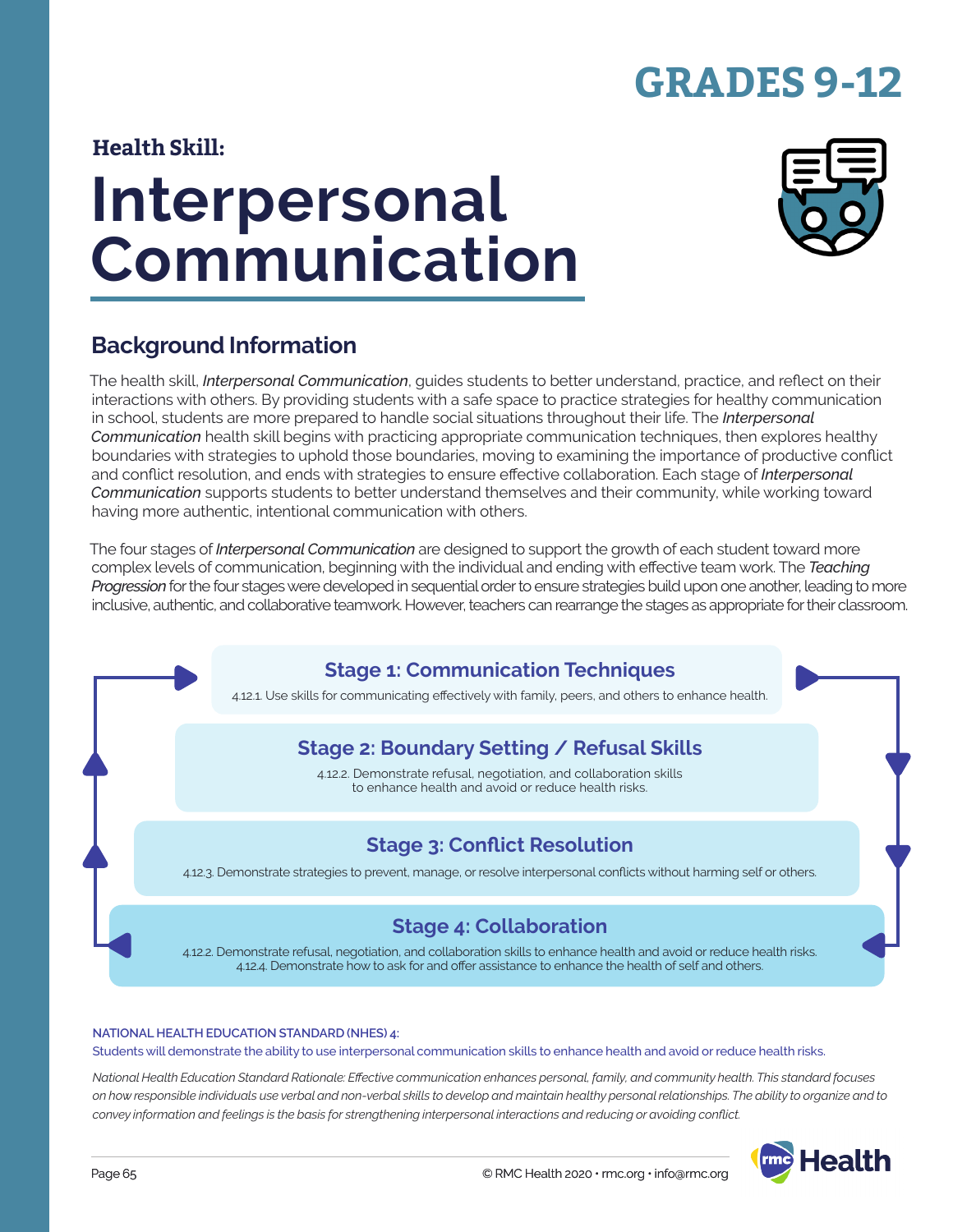# GRADES 9-12

**Health Skill:**

# Interpersonal Communication

## Background Information

The health skill, *Interpersonal Communication*, guides students to better understand, practice, and reflect on their interactions with others. By providing students with a safe space to practice strategies for healthy communication in school, students are more prepared to handle social situations throughout their life. The *Interpersonal Communication* health skill begins with practicing appropriate communication techniques, then explores healthy boundaries with strategies to uphold those boundaries, moving to examining the importance of productive conflict and conflict resolution, and ends with strategies to ensure effective collaboration. Each stage of *Interpersonal Communication* supports students to better understand themselves and their community, while working toward having more authentic, intentional communication with others.

The four stages of *Interpersonal Communication* are designed to support the growth of each student toward more complex levels of communication, beginning with the individual and ending with effective team work. The *Teaching Progression* for the four stages were developed in sequential order to ensure strategies build upon one another, leading to more inclusive, authentic, and collaborative teamwork. However, teachers can rearrange the stages as appropriate for their classroom.

### Stage 1: Communication Techniques

4.12.1. Use skills for communicating effectively with family, peers, and others to enhance health.

### Stage 2: Boundary Setting / Refusal Skills

4.12.2. Demonstrate refusal, negotiation, and collaboration skills to enhance health and avoid or reduce health risks.

### Stage 3: Conflict Resolution

4.12.3. Demonstrate strategies to prevent, manage, or resolve interpersonal conflicts without harming self or others.

### Stage 4: Collaboration

4.12.2. Demonstrate refusal, negotiation, and collaboration skills to enhance health and avoid or reduce health risks.
4.12.4. Demonstrate how to ask for and offer assistance to enhance the health of self and others.

**NATIONAL HEALTH EDUCATION STANDARD (NHES) 4:**
Students will demonstrate the ability to use interpersonal communication skills to enhance health and avoid or reduce health risks.

*National Health Education Standard Rationale: Effective communication enhances personal, family, and community health. This standard focuses on how responsible individuals use verbal and non-verbal skills to develop and maintain healthy personal relationships. The ability to organize and to convey information and feelings is the basis for strengthening interpersonal interactions and reducing or avoiding conflict.*

© RMC Health 2020 • rmc.org • info@rmc.org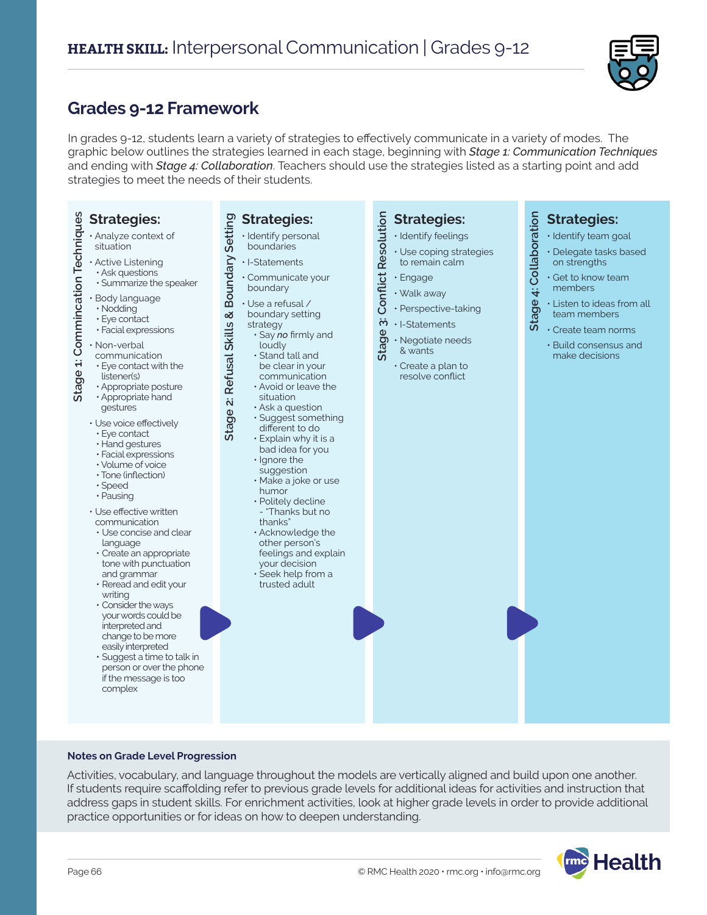# **HEALTH SKILL:** Interpersonal Communication | Grades 9-12

## Grades 9-12 Framework

In grades 9-12, students learn a variety of strategies to effectively communicate in a variety of modes. The graphic below outlines the strategies learned in each stage, beginning with ***Stage 1:** Communication Techniques* and ending with ***Stage 4:** Collaboration*. Teachers should use the strategies listed as a starting point and add strategies to meet the needs of their students.

### Stage 1: Commincation Techniques

**Strategies:**

- Analyze context of situation
- Active Listening
  - Ask questions
  - Summarize the speaker
- Body language
  - Nodding
  - Eye contact
  - Facial expressions
- Non-verbal communication
  - Eye contact with the listener(s)
  - Appropriate posture
  - Appropriate hand gestures
- Use voice effectively
  - Eye contact
  - Hand gestures
  - Facial expressions
  - Volume of voice
  - Tone (inflection)
  - Speed
  - Pausing
- Use effective written communication
  - Use concise and clear language
  - Create an appropriate tone with punctuation and grammar
  - Reread and edit your writing
  - Consider the ways your words could be interpreted and change to be more easily interpreted
  - Suggest a time to talk in person or over the phone if the message is too complex

### Stage 2: Refusal Skills & Boundary Setting

**Strategies:**

- Identify personal boundaries
- I-Statements
- Communicate your boundary
- Use a refusal / boundary setting strategy
  - Say ***no*** firmly and loudly
  - Stand tall and be clear in your communication
  - Avoid or leave the situation
  - Ask a question
  - Suggest something different to do
  - Explain why it is a bad idea for you
  - Ignore the suggestion
  - Make a joke or use humor
  - Politely decline - "Thanks but no thanks"
  - Acknowledge the other person's feelings and explain your decision
  - Seek help from a trusted adult

### Stage 3: Conflict Resolution

**Strategies:**

- Identify feelings
- Use coping strategies to remain calm
- Engage
- Walk away
- Perspective-taking
- I-Statements
- Negotiate needs & wants
- Create a plan to resolve conflict

### Stage 4: Collaboration

**Strategies:**

- Identify team goal
- Delegate tasks based on strengths
- Get to know team members
- Listen to ideas from all team members
- Create team norms
- Build consensus and make decisions

**Notes on Grade Level Progression**

Activities, vocabulary, and language throughout the models are vertically aligned and build upon one another. If students require scaffolding refer to previous grade levels for additional ideas for activities and instruction that address gaps in student skills. For enrichment activities, look at higher grade levels in order to provide additional practice opportunities or for ideas on how to deepen understanding.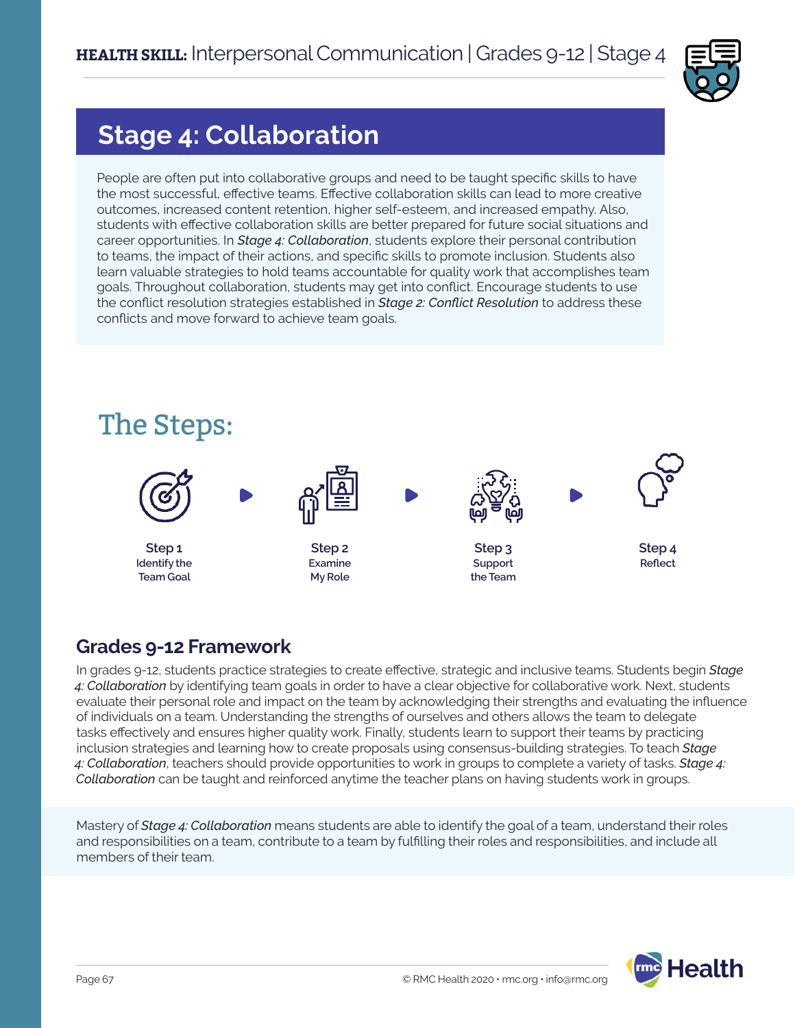## Stage 4: Collaboration

People are often put into collaborative groups and need to be taught specific skills to have the most successful, effective teams. Effective collaboration skills can lead to more creative outcomes, increased content retention, higher self-esteem, and increased empathy. Also, students with effective collaboration skills are better prepared for future social situations and career opportunities. In *Stage 4: Collaboration*, students explore their personal contribution to teams, the impact of their actions, and specific skills to promote inclusion. Students also learn valuable strategies to hold teams accountable for quality work that accomplishes team goals. Throughout collaboration, students may get into conflict. Encourage students to use the conflict resolution strategies established in *Stage 2: Conflict Resolution* to address these conflicts and move forward to achieve team goals.

## The Steps:

**Step 1** Identify the Team Goal → **Step 2** Examine My Role → **Step 3** Support the Team → **Step 4** Reflect

### Grades 9-12 Framework

In grades 9-12, students practice strategies to create effective, strategic and inclusive teams. Students begin *Stage 4: Collaboration* by identifying team goals in order to have a clear objective for collaborative work. Next, students evaluate their personal role and impact on the team by acknowledging their strengths and evaluating the influence of individuals on a team. Understanding the strengths of ourselves and others allows the team to delegate tasks effectively and ensures higher quality work. Finally, students learn to support their teams by practicing inclusion strategies and learning how to create proposals using consensus-building strategies. To teach *Stage 4: Collaboration*, teachers should provide opportunities to work in groups to complete a variety of tasks. *Stage 4: Collaboration* can be taught and reinforced anytime the teacher plans on having students work in groups.

Mastery of *Stage 4: Collaboration* means students are able to identify the goal of a team, understand their roles and responsibilities on a team, contribute to a team by fulfilling their roles and responsibilities, and include all members of their team.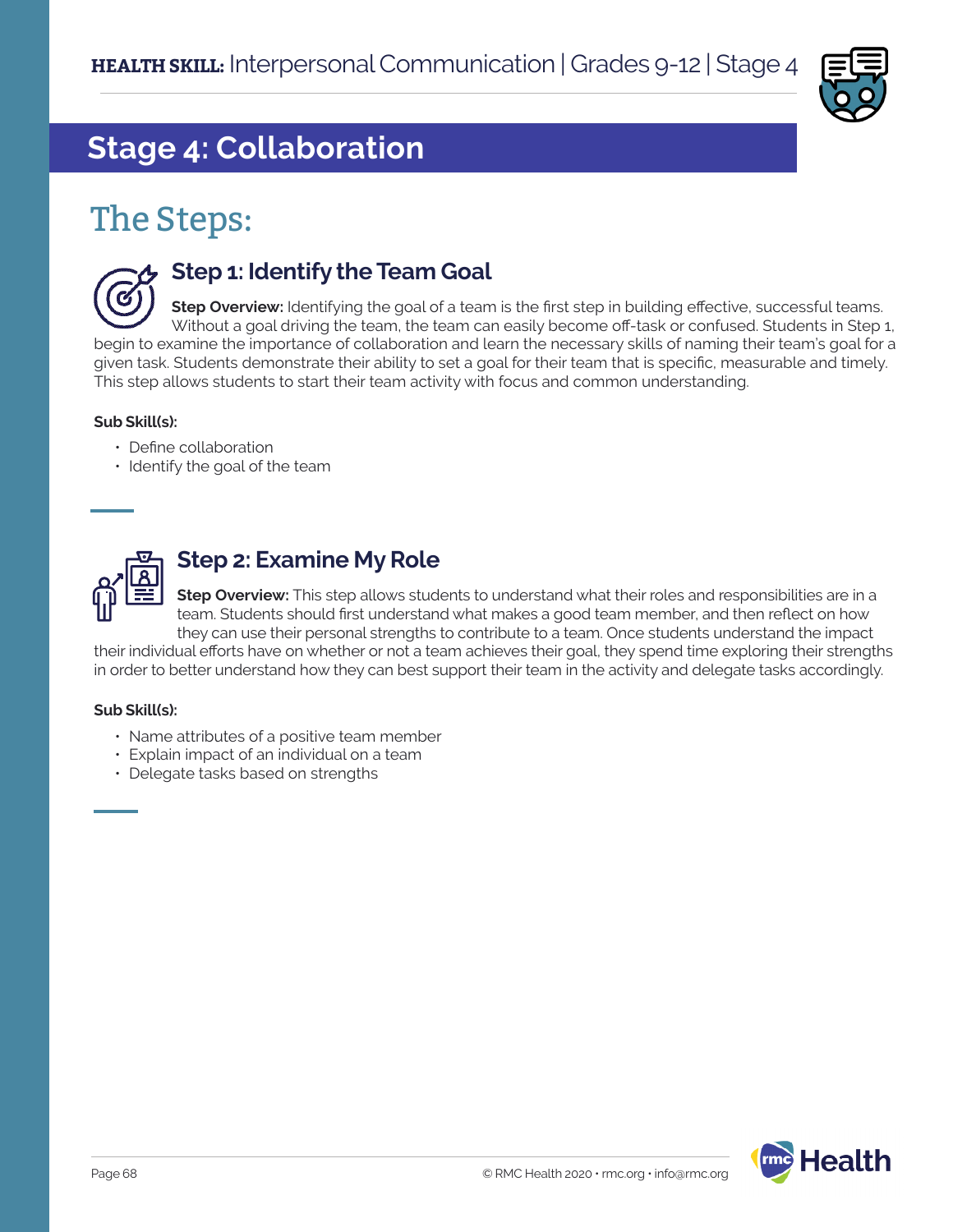## Stage 4: Collaboration

# The Steps:

### Step 1: Identify the Team Goal

**Step Overview:** Identifying the goal of a team is the first step in building effective, successful teams. Without a goal driving the team, the team can easily become off-task or confused. Students in Step 1, begin to examine the importance of collaboration and learn the necessary skills of naming their team's goal for a given task. Students demonstrate their ability to set a goal for their team that is specific, measurable and timely. This step allows students to start their team activity with focus and common understanding.

**Sub Skill(s):**

- Define collaboration
- Identify the goal of the team

### Step 2: Examine My Role

**Step Overview:** This step allows students to understand what their roles and responsibilities are in a team. Students should first understand what makes a good team member, and then reflect on how they can use their personal strengths to contribute to a team. Once students understand the impact their individual efforts have on whether or not a team achieves their goal, they spend time exploring their strengths in order to better understand how they can best support their team in the activity and delegate tasks accordingly.

**Sub Skill(s):**

- Name attributes of a positive team member
- Explain impact of an individual on a team
- Delegate tasks based on strengths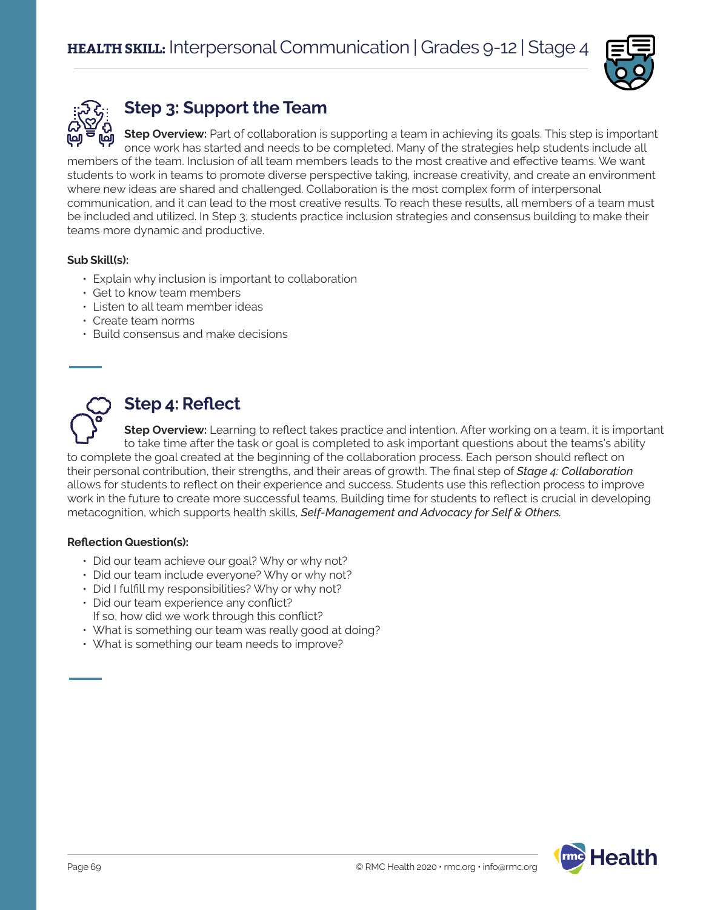## Step 3: Support the Team

**Step Overview:** Part of collaboration is supporting a team in achieving its goals. This step is important once work has started and needs to be completed. Many of the strategies help students include all members of the team. Inclusion of all team members leads to the most creative and effective teams. We want students to work in teams to promote diverse perspective taking, increase creativity, and create an environment where new ideas are shared and challenged. Collaboration is the most complex form of interpersonal communication, and it can lead to the most creative results. To reach these results, all members of a team must be included and utilized. In Step 3, students practice inclusion strategies and consensus building to make their teams more dynamic and productive.

**Sub Skill(s):**

- Explain why inclusion is important to collaboration
- Get to know team members
- Listen to all team member ideas
- Create team norms
- Build consensus and make decisions

## Step 4: Reflect

**Step Overview:** Learning to reflect takes practice and intention. After working on a team, it is important to take time after the task or goal is completed to ask important questions about the teams's ability to complete the goal created at the beginning of the collaboration process. Each person should reflect on their personal contribution, their strengths, and their areas of growth. The final step of ***Stage 4: Collaboration*** allows for students to reflect on their experience and success. Students use this reflection process to improve work in the future to create more successful teams. Building time for students to reflect is crucial in developing metacognition, which supports health skills, *Self-Management and Advocacy for Self & Others.*

**Reflection Question(s):**

- Did our team achieve our goal? Why or why not?
- Did our team include everyone? Why or why not?
- Did I fulfill my responsibilities? Why or why not?
- Did our team experience any conflict?
  If so, how did we work through this conflict?
- What is something our team was really good at doing?
- What is something our team needs to improve?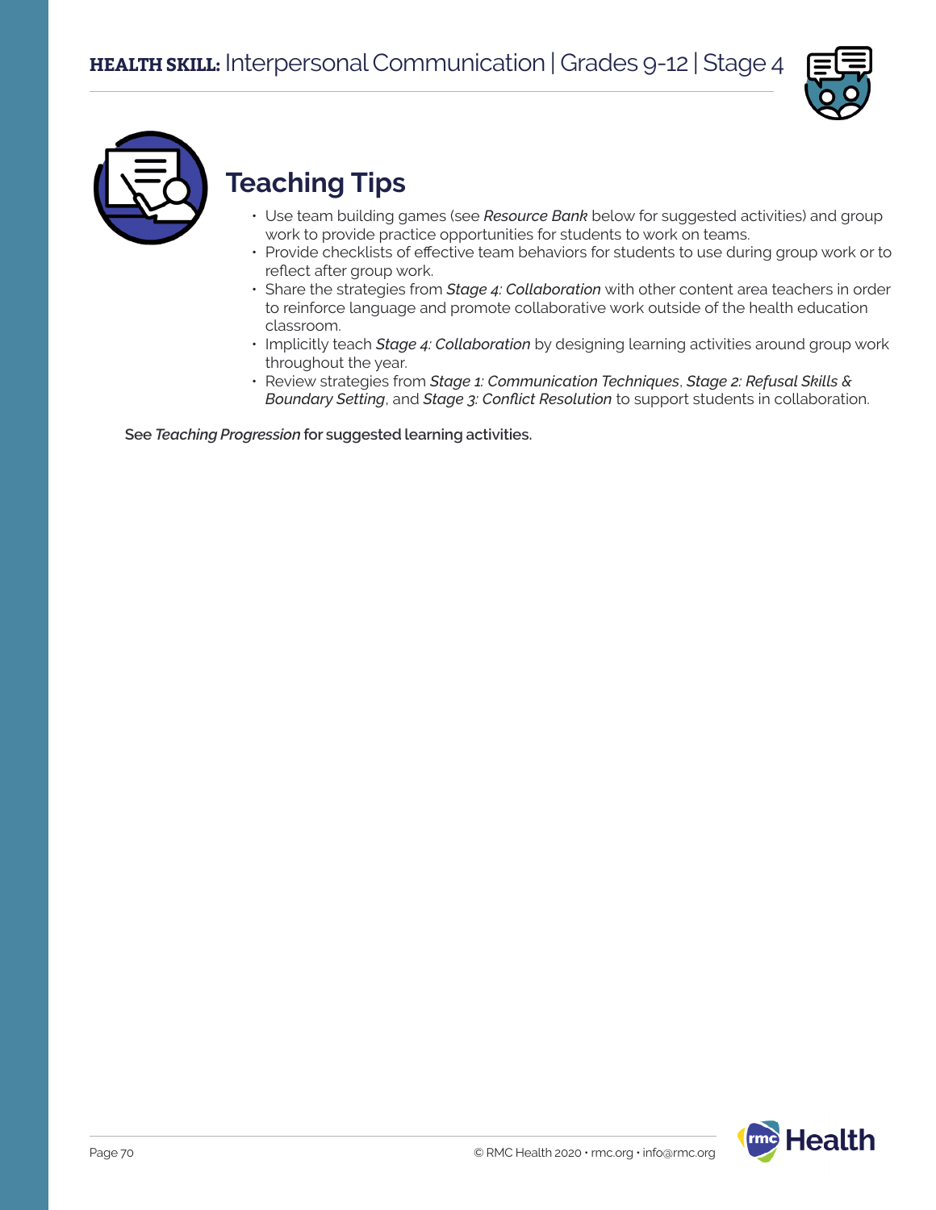# Teaching Tips

- Use team building games (see *Resource Bank* below for suggested activities) and group work to provide practice opportunities for students to work on teams.
- Provide checklists of effective team behaviors for students to use during group work or to reflect after group work.
- Share the strategies from ***Stage 4: Collaboration*** with other content area teachers in order to reinforce language and promote collaborative work outside of the health education classroom.
- Implicitly teach ***Stage 4: Collaboration*** by designing learning activities around group work throughout the year.
- Review strategies from ***Stage 1: Communication Techniques***, ***Stage 2: Refusal Skills & Boundary Setting***, and ***Stage 3: Conflict Resolution*** to support students in collaboration.

**See *Teaching Progression* for suggested learning activities.**